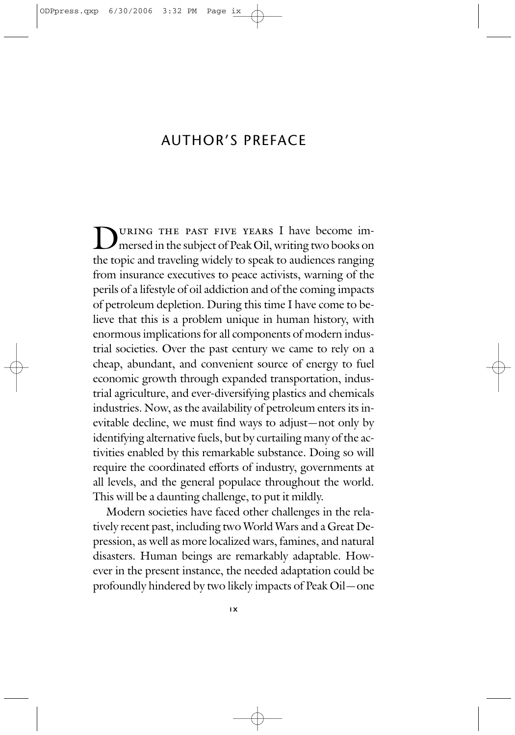# AUTHOR'S PREFACE

During the past five years I have become immersed in the subject of Peak Oil, writing two books on the topic and traveling widely to speak to audiences ranging from insurance executives to peace activists, warning of the perils of a lifestyle of oil addiction and of the coming impacts of petroleum depletion. During this time I have come to believe that this is a problem unique in human history, with enormous implications for all components of modern industrial societies. Over the past century we came to rely on a cheap, abundant, and convenient source of energy to fuel economic growth through expanded transportation, industrial agriculture, and ever-diversifying plastics and chemicals industries. Now, as the availability of petroleum enters its inevitable decline, we must find ways to adjust—not only by identifying alternative fuels, but by curtailing many of the activities enabled by this remarkable substance. Doing so will require the coordinated efforts of industry, governments at all levels, and the general populace throughout the world. This will be a daunting challenge, to put it mildly.

Modern societies have faced other challenges in the relatively recent past, including two World Wars and a Great Depression, as well as more localized wars, famines, and natural disasters. Human beings are remarkably adaptable. However in the present instance, the needed adaptation could be profoundly hindered by two likely impacts of Peak Oil—one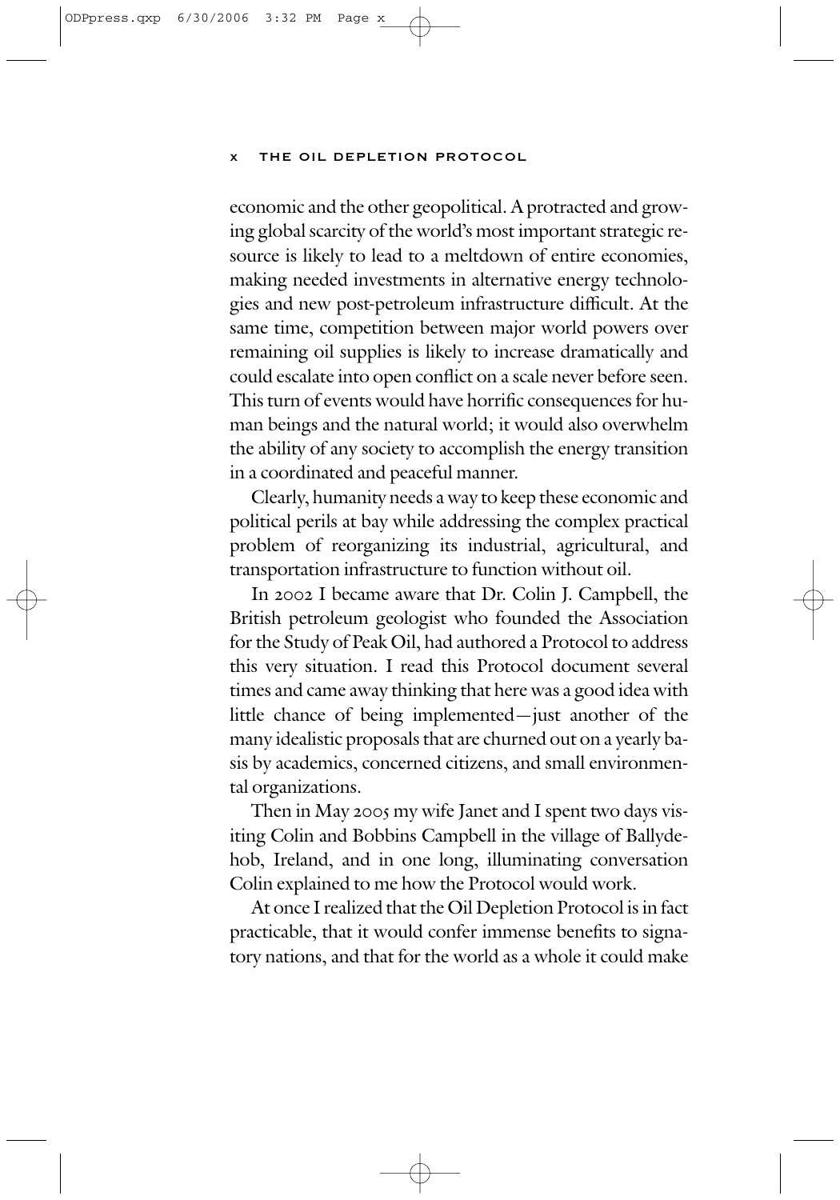economic and the other geopolitical. A protracted and growing global scarcity of the world's most important strategic resource is likely to lead to a meltdown of entire economies, making needed investments in alternative energy technologies and new post-petroleum infrastructure difficult. At the same time, competition between major world powers over remaining oil supplies is likely to increase dramatically and could escalate into open conflict on a scale never before seen. This turn of events would have horrific consequences for human beings and the natural world; it would also overwhelm the ability of any society to accomplish the energy transition in a coordinated and peaceful manner.

Clearly, humanity needs a way to keep these economic and political perils at bay while addressing the complex practical problem of reorganizing its industrial, agricultural, and transportation infrastructure to function without oil.

In 2002 I became aware that Dr. Colin J. Campbell, the British petroleum geologist who founded the Association for the Study of Peak Oil, had authored a Protocol to address this very situation. I read this Protocol document several times and came away thinking that here was a good idea with little chance of being implemented—just another of the many idealistic proposals that are churned out on a yearly basis by academics, concerned citizens, and small environmental organizations.

Then in May 2005 my wife Janet and I spent two days visiting Colin and Bobbins Campbell in the village of Ballydehob, Ireland, and in one long, illuminating conversation Colin explained to me how the Protocol would work.

At once I realized that the Oil Depletion Protocol is in fact practicable, that it would confer immense benefits to signatory nations, and that for the world as a whole it could make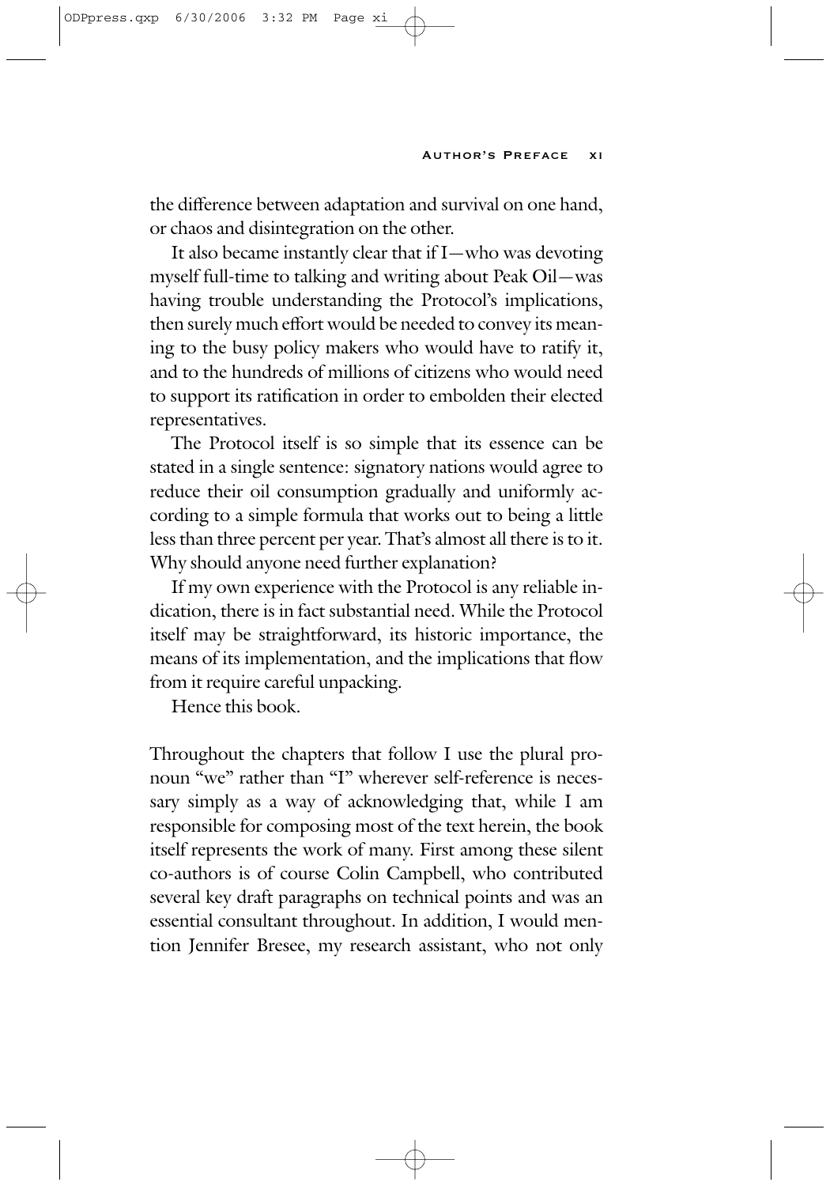the difference between adaptation and survival on one hand, or chaos and disintegration on the other.

It also became instantly clear that if I—who was devoting myself full-time to talking and writing about Peak Oil—was having trouble understanding the Protocol's implications, then surely much effort would be needed to convey its meaning to the busy policy makers who would have to ratify it, and to the hundreds of millions of citizens who would need to support its ratification in order to embolden their elected representatives.

The Protocol itself is so simple that its essence can be stated in a single sentence: signatory nations would agree to reduce their oil consumption gradually and uniformly according to a simple formula that works out to being a little less than three percent per year. That's almost all there is to it. Why should anyone need further explanation?

If my own experience with the Protocol is any reliable indication, there is in fact substantial need. While the Protocol itself may be straightforward, its historic importance, the means of its implementation, and the implications that flow from it require careful unpacking.

Hence this book.

Throughout the chapters that follow I use the plural pronoun "we" rather than "I" wherever self-reference is necessary simply as a way of acknowledging that, while I am responsible for composing most of the text herein, the book itself represents the work of many. First among these silent co-authors is of course Colin Campbell, who contributed several key draft paragraphs on technical points and was an essential consultant throughout. In addition, I would mention Jennifer Bresee, my research assistant, who not only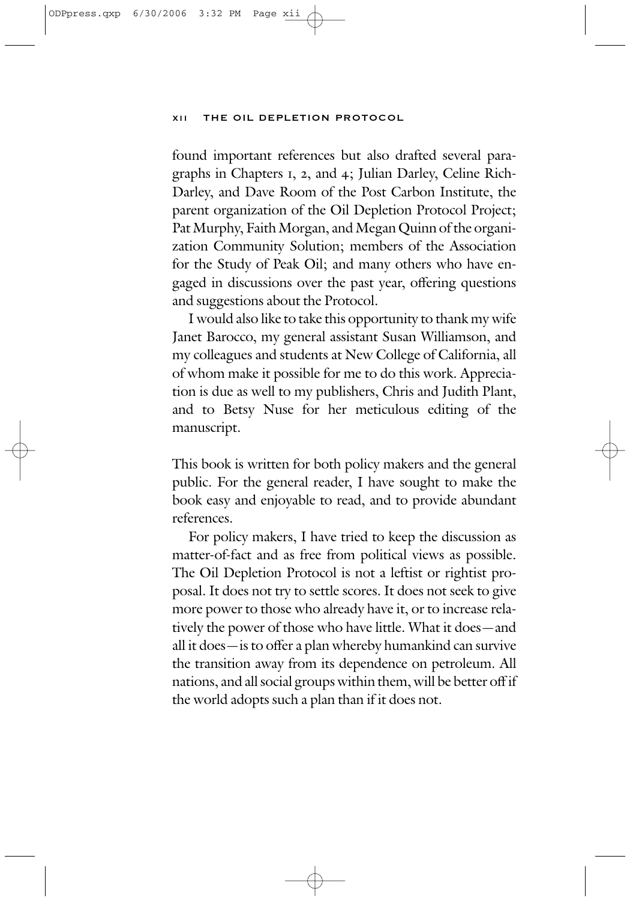found important references but also drafted several paragraphs in Chapters 1, 2, and 4; Julian Darley, Celine Rich-Darley, and Dave Room of the Post Carbon Institute, the parent organization of the Oil Depletion Protocol Project; Pat Murphy, Faith Morgan, and Megan Quinn of the organization Community Solution; members of the Association for the Study of Peak Oil; and many others who have engaged in discussions over the past year, offering questions and suggestions about the Protocol.

I would also like to take this opportunity to thank my wife Janet Barocco, my general assistant Susan Williamson, and my colleagues and students at New College of California, all of whom make it possible for me to do this work. Appreciation is due as well to my publishers, Chris and Judith Plant, and to Betsy Nuse for her meticulous editing of the manuscript.

This book is written for both policy makers and the general public. For the general reader, I have sought to make the book easy and enjoyable to read, and to provide abundant references.

For policy makers, I have tried to keep the discussion as matter-of-fact and as free from political views as possible. The Oil Depletion Protocol is not a leftist or rightist proposal. It does not try to settle scores. It does not seek to give more power to those who already have it, or to increase relatively the power of those who have little. What it does—and all it does—is to offer a plan whereby humankind can survive the transition away from its dependence on petroleum. All nations, and all social groups within them, will be better off if the world adopts such a plan than if it does not.